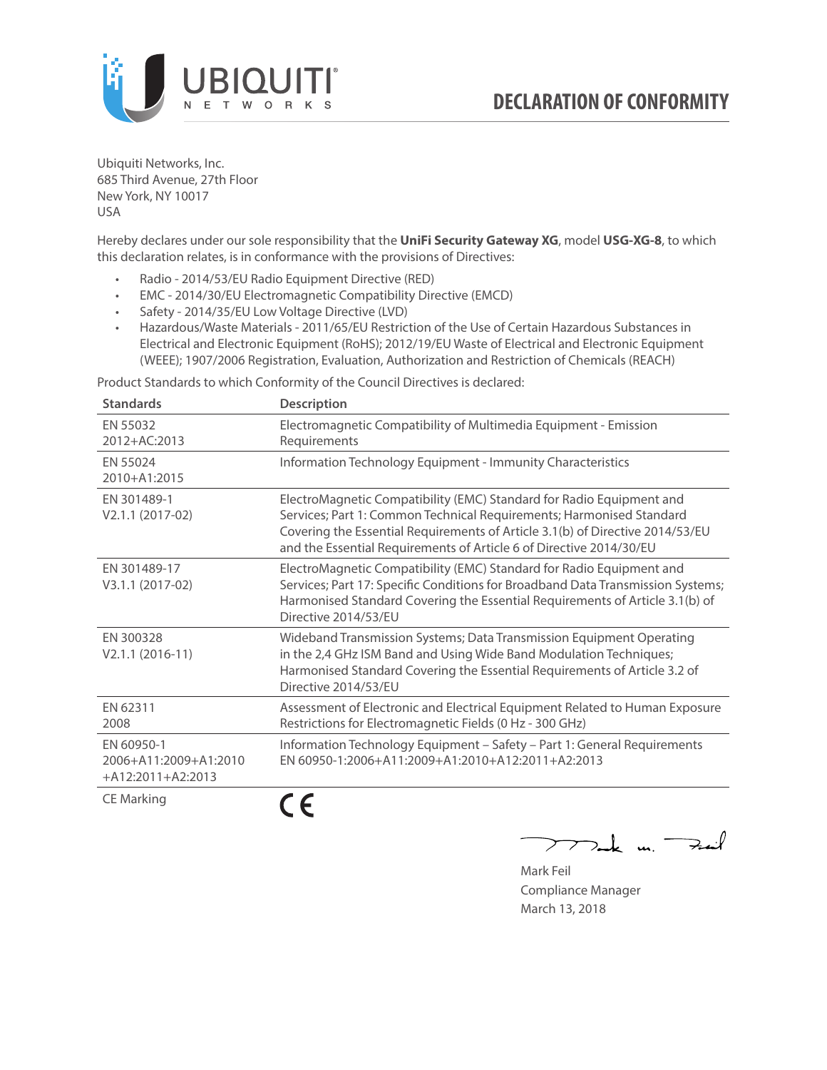# DECLARATION OF CONFORMITY

Ubiquiti Networks, Inc.
685 Third Avenue, 27th Floor
New York, NY 10017
USA

Hereby declares under our sole responsibility that the **UniFi Security Gateway XG**, model **USG-XG-8**, to which this declaration relates, is in conformance with the provisions of Directives:

- Radio - 2014/53/EU Radio Equipment Directive (RED)
- EMC - 2014/30/EU Electromagnetic Compatibility Directive (EMCD)
- Safety - 2014/35/EU Low Voltage Directive (LVD)
- Hazardous/Waste Materials - 2011/65/EU Restriction of the Use of Certain Hazardous Substances in Electrical and Electronic Equipment (RoHS); 2012/19/EU Waste of Electrical and Electronic Equipment (WEEE); 1907/2006 Registration, Evaluation, Authorization and Restriction of Chemicals (REACH)

Product Standards to which Conformity of the Council Directives is declared:

| Standards | Description |
|---|---|
| EN 55032 2012+AC:2013 | Electromagnetic Compatibility of Multimedia Equipment - Emission Requirements |
| EN 55024 2010+A1:2015 | Information Technology Equipment - Immunity Characteristics |
| EN 301489-1 V2.1.1 (2017-02) | ElectroMagnetic Compatibility (EMC) Standard for Radio Equipment and Services; Part 1: Common Technical Requirements; Harmonised Standard Covering the Essential Requirements of Article 3.1(b) of Directive 2014/53/EU and the Essential Requirements of Article 6 of Directive 2014/30/EU |
| EN 301489-17 V3.1.1 (2017-02) | ElectroMagnetic Compatibility (EMC) Standard for Radio Equipment and Services; Part 17: Specific Conditions for Broadband Data Transmission Systems; Harmonised Standard Covering the Essential Requirements of Article 3.1(b) of Directive 2014/53/EU |
| EN 300328 V2.1.1 (2016-11) | Wideband Transmission Systems; Data Transmission Equipment Operating in the 2,4 GHz ISM Band and Using Wide Band Modulation Techniques; Harmonised Standard Covering the Essential Requirements of Article 3.2 of Directive 2014/53/EU |
| EN 62311 2008 | Assessment of Electronic and Electrical Equipment Related to Human Exposure Restrictions for Electromagnetic Fields (0 Hz - 300 GHz) |
| EN 60950-1 2006+A11:2009+A1:2010 +A12:2011+A2:2013 | Information Technology Equipment – Safety – Part 1: General Requirements EN 60950-1:2006+A11:2009+A1:2010+A12:2011+A2:2013 |
| CE Marking | CE |

Mark Feil
Compliance Manager
March 13, 2018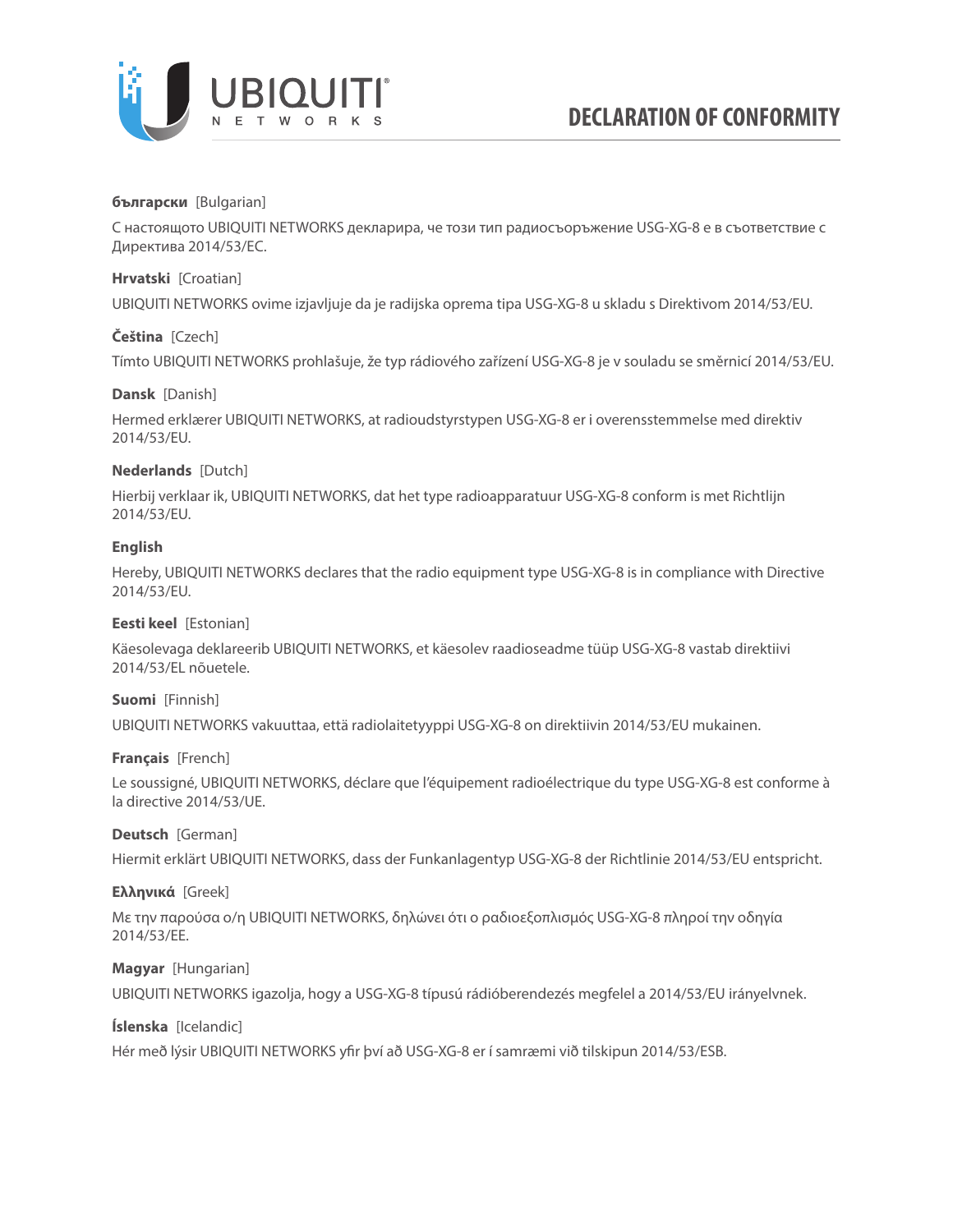# DECLARATION OF CONFORMITY

**български** [Bulgarian]

С настоящото UBIQUITI NETWORKS декларира, че този тип радиосъоръжение USG-XG-8 е в съответствие с Директива 2014/53/ЕС.

**Hrvatski** [Croatian]

UBIQUITI NETWORKS ovime izjavljuje da je radijska oprema tipa USG-XG-8 u skladu s Direktivom 2014/53/EU.

**Čeština** [Czech]

Tímto UBIQUITI NETWORKS prohlašuje, že typ rádiového zařízení USG-XG-8 je v souladu se směrnicí 2014/53/EU.

**Dansk** [Danish]

Hermed erklærer UBIQUITI NETWORKS, at radioudstyrstypen USG-XG-8 er i overensstemmelse med direktiv 2014/53/EU.

**Nederlands** [Dutch]

Hierbij verklaar ik, UBIQUITI NETWORKS, dat het type radioapparatuur USG-XG-8 conform is met Richtlijn 2014/53/EU.

**English**

Hereby, UBIQUITI NETWORKS declares that the radio equipment type USG-XG-8 is in compliance with Directive 2014/53/EU.

**Eesti keel** [Estonian]

Käesolevaga deklareerib UBIQUITI NETWORKS, et käesolev raadioseadme tüüp USG-XG-8 vastab direktiivi 2014/53/EL nõuetele.

**Suomi** [Finnish]

UBIQUITI NETWORKS vakuuttaa, että radiolaitetyyppi USG-XG-8 on direktiivin 2014/53/EU mukainen.

**Français** [French]

Le soussigné, UBIQUITI NETWORKS, déclare que l'équipement radioélectrique du type USG-XG-8 est conforme à la directive 2014/53/UE.

**Deutsch** [German]

Hiermit erklärt UBIQUITI NETWORKS, dass der Funkanlagentyp USG-XG-8 der Richtlinie 2014/53/EU entspricht.

**Ελληνικά** [Greek]

Με την παρούσα ο/η UBIQUITI NETWORKS, δηλώνει ότι ο ραδιοεξοπλισμός USG-XG-8 πληροί την οδηγία 2014/53/ΕΕ.

**Magyar** [Hungarian]

UBIQUITI NETWORKS igazolja, hogy a USG-XG-8 típusú rádióberendezés megfelel a 2014/53/EU irányelvnek.

**Íslenska** [Icelandic]

Hér með lýsir UBIQUITI NETWORKS yfir því að USG-XG-8 er í samræmi við tilskipun 2014/53/ESB.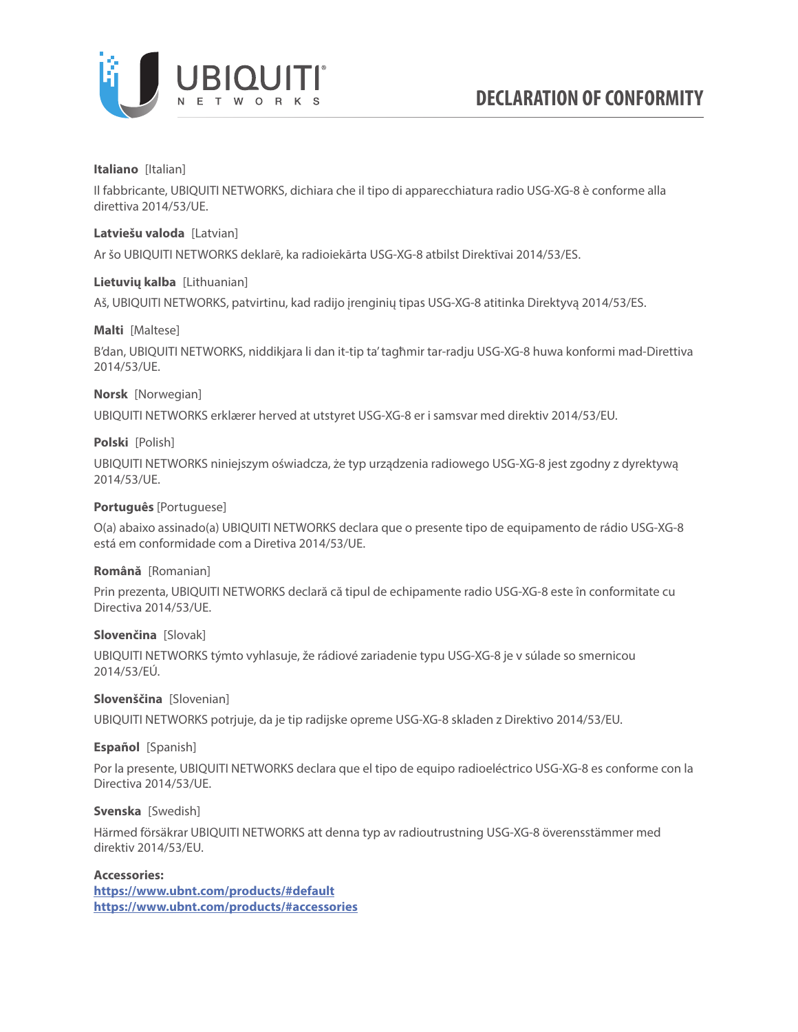**Italiano** [Italian]

Il fabbricante, UBIQUITI NETWORKS, dichiara che il tipo di apparecchiatura radio USG-XG-8 è conforme alla direttiva 2014/53/UE.

**Latviešu valoda** [Latvian]

Ar šo UBIQUITI NETWORKS deklarē, ka radioiekārta USG-XG-8 atbilst Direktīvai 2014/53/ES.

**Lietuvių kalba** [Lithuanian]

Aš, UBIQUITI NETWORKS, patvirtinu, kad radijo įrenginių tipas USG-XG-8 atitinka Direktyvą 2014/53/ES.

**Malti** [Maltese]

B'dan, UBIQUITI NETWORKS, niddikjara li dan it-tip ta' tagħmir tar-radju USG-XG-8 huwa konformi mad-Direttiva 2014/53/UE.

**Norsk** [Norwegian]

UBIQUITI NETWORKS erklærer herved at utstyret USG-XG-8 er i samsvar med direktiv 2014/53/EU.

**Polski** [Polish]

UBIQUITI NETWORKS niniejszym oświadcza, że typ urządzenia radiowego USG-XG-8 jest zgodny z dyrektywą 2014/53/UE.

**Português** [Portuguese]

O(a) abaixo assinado(a) UBIQUITI NETWORKS declara que o presente tipo de equipamento de rádio USG-XG-8 está em conformidade com a Diretiva 2014/53/UE.

**Română** [Romanian]

Prin prezenta, UBIQUITI NETWORKS declară că tipul de echipamente radio USG-XG-8 este în conformitate cu Directiva 2014/53/UE.

**Slovenčina** [Slovak]

UBIQUITI NETWORKS týmto vyhlasuje, že rádiové zariadenie typu USG-XG-8 je v súlade so smernicou 2014/53/EÚ.

**Slovenščina** [Slovenian]

UBIQUITI NETWORKS potrjuje, da je tip radijske opreme USG-XG-8 skladen z Direktivo 2014/53/EU.

**Español** [Spanish]

Por la presente, UBIQUITI NETWORKS declara que el tipo de equipo radioeléctrico USG-XG-8 es conforme con la Directiva 2014/53/UE.

**Svenska** [Swedish]

Härmed försäkrar UBIQUITI NETWORKS att denna typ av radioutrustning USG-XG-8 överensstämmer med direktiv 2014/53/EU.

**Accessories:**
**https://www.ubnt.com/products/#default**
**https://www.ubnt.com/products/#accessories**